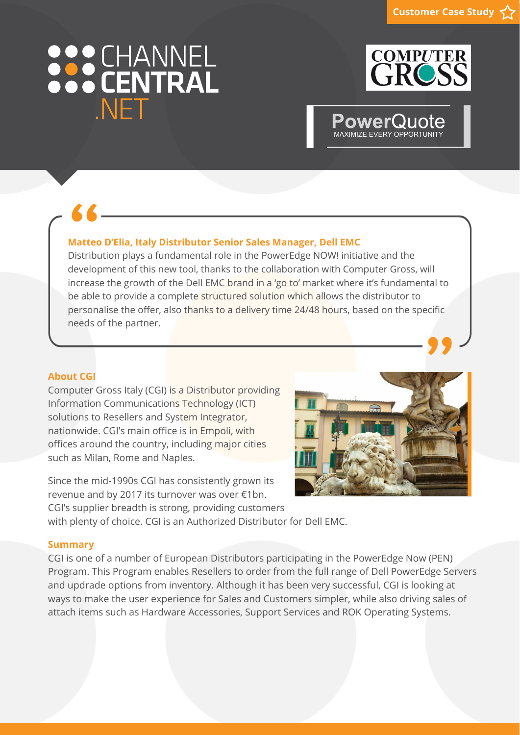Customer Case Study

CHANNEL CENTRAL .NET

COMPUTER GROSS

PowerQuote
MAXIMIZE EVERY OPPORTUNITY

> **Matteo D'Elia, Italy Distributor Senior Sales Manager, Dell EMC**
> Distribution plays a fundamental role in the PowerEdge NOW! initiative and the development of this new tool, thanks to the collaboration with Computer Gross, will increase the growth of the Dell EMC brand in a 'go to' market where it's fundamental to be able to provide a complete structured solution which allows the distributor to personalise the offer, also thanks to a delivery time 24/48 hours, based on the specific needs of the partner.

## About CGI

Computer Gross Italy (CGI) is a Distributor providing Information Communications Technology (ICT) solutions to Resellers and System Integrator, nationwide. CGI's main office is in Empoli, with offices around the country, including major cities such as Milan, Rome and Naples.

Since the mid-1990s CGI has consistently grown its revenue and by 2017 its turnover was over €1bn. CGI's supplier breadth is strong, providing customers with plenty of choice. CGI is an Authorized Distributor for Dell EMC.

## Summary

CGI is one of a number of European Distributors participating in the PowerEdge Now (PEN) Program. This Program enables Resellers to order from the full range of Dell PowerEdge Servers and updrade options from inventory. Although it has been very successful, CGI is looking at ways to make the user experience for Sales and Customers simpler, while also driving sales of attach items such as Hardware Accessories, Support Services and ROK Operating Systems.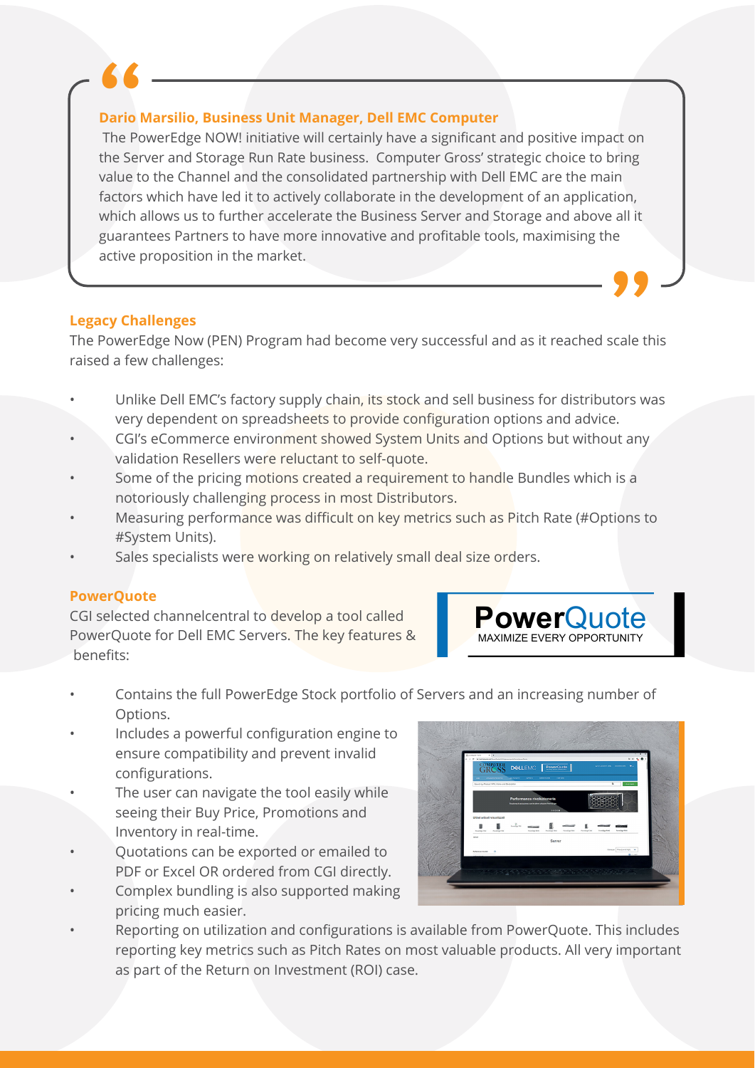> **Dario Marsilio, Business Unit Manager, Dell EMC Computer**
>
> The PowerEdge NOW! initiative will certainly have a significant and positive impact on the Server and Storage Run Rate business. Computer Gross' strategic choice to bring value to the Channel and the consolidated partnership with Dell EMC are the main factors which have led it to actively collaborate in the development of an application, which allows us to further accelerate the Business Server and Storage and above all it guarantees Partners to have more innovative and profitable tools, maximising the active proposition in the market.

### Legacy Challenges

The PowerEdge Now (PEN) Program had become very successful and as it reached scale this raised a few challenges:

- Unlike Dell EMC's factory supply chain, its stock and sell business for distributors was very dependent on spreadsheets to provide configuration options and advice.
- CGI's eCommerce environment showed System Units and Options but without any validation Resellers were reluctant to self-quote.
- Some of the pricing motions created a requirement to handle Bundles which is a notoriously challenging process in most Distributors.
- Measuring performance was difficult on key metrics such as Pitch Rate (#Options to #System Units).
- Sales specialists were working on relatively small deal size orders.

### PowerQuote

CGI selected channelcentral to develop a tool called PowerQuote for Dell EMC Servers. The key features & benefits:

**PowerQuote**
MAXIMIZE EVERY OPPORTUNITY

- Contains the full PowerEdge Stock portfolio of Servers and an increasing number of Options.
- Includes a powerful configuration engine to ensure compatibility and prevent invalid configurations.
- The user can navigate the tool easily while seeing their Buy Price, Promotions and Inventory in real-time.
- Quotations can be exported or emailed to PDF or Excel OR ordered from CGI directly.
- Complex bundling is also supported making pricing much easier.
- Reporting on utilization and configurations is available from PowerQuote. This includes reporting key metrics such as Pitch Rates on most valuable products. All very important as part of the Return on Investment (ROI) case.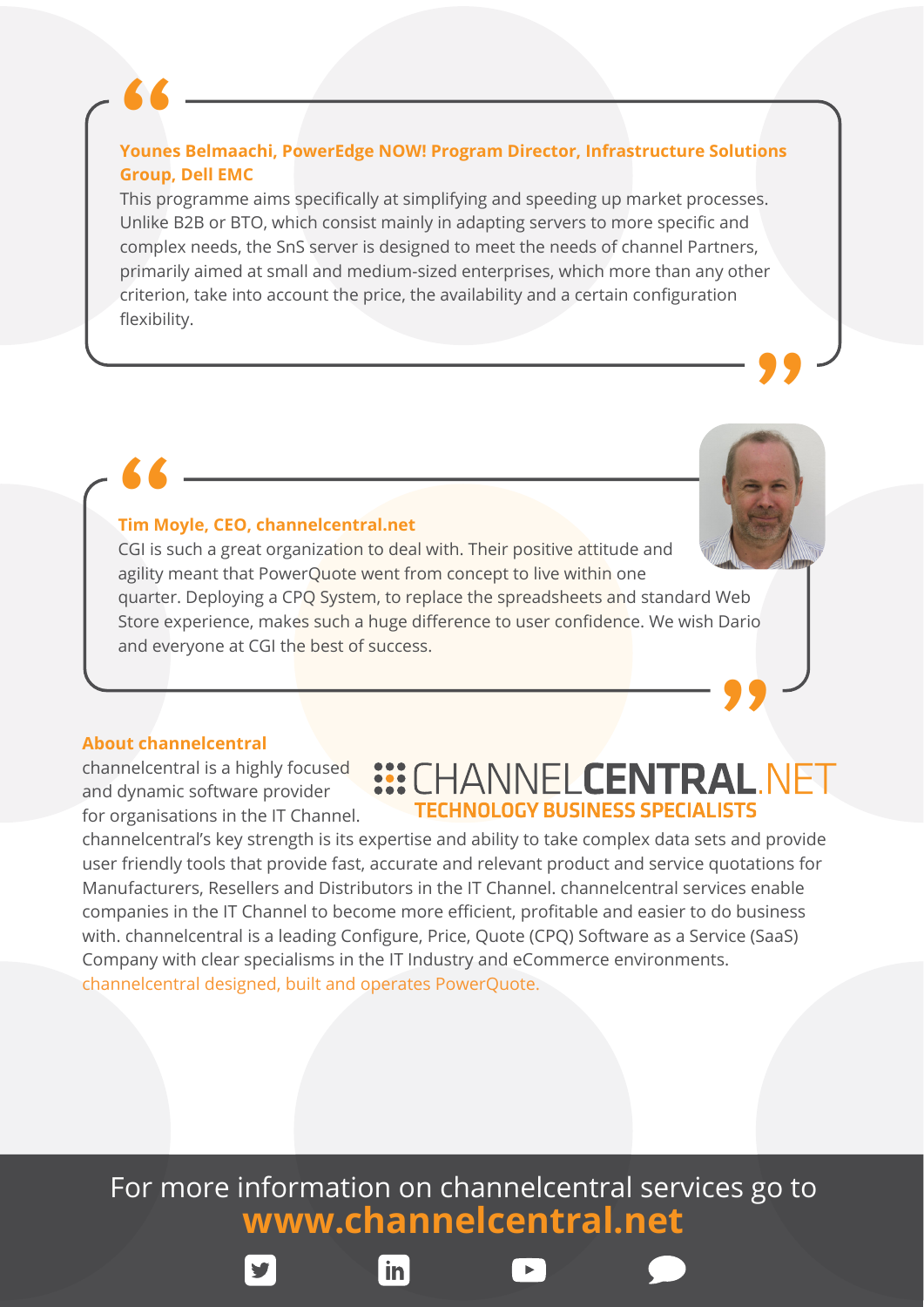> **Younes Belmaachi, PowerEdge NOW! Program Director, Infrastructure Solutions Group, Dell EMC**
>
> This programme aims specifically at simplifying and speeding up market processes. Unlike B2B or BTO, which consist mainly in adapting servers to more specific and complex needs, the SnS server is designed to meet the needs of channel Partners, primarily aimed at small and medium-sized enterprises, which more than any other criterion, take into account the price, the availability and a certain configuration flexibility.

> **Tim Moyle, CEO, channelcentral.net**
>
> CGI is such a great organization to deal with. Their positive attitude and agility meant that PowerQuote went from concept to live within one quarter. Deploying a CPQ System, to replace the spreadsheets and standard Web Store experience, makes such a huge difference to user confidence. We wish Dario and everyone at CGI the best of success.

## About channelcentral

CHANNELCENTRAL.NET
TECHNOLOGY BUSINESS SPECIALISTS

channelcentral is a highly focused and dynamic software provider for organisations in the IT Channel. channelcentral's key strength is its expertise and ability to take complex data sets and provide user friendly tools that provide fast, accurate and relevant product and service quotations for Manufacturers, Resellers and Distributors in the IT Channel. channelcentral services enable companies in the IT Channel to become more efficient, profitable and easier to do business with. channelcentral is a leading Configure, Price, Quote (CPQ) Software as a Service (SaaS) Company with clear specialisms in the IT Industry and eCommerce environments. channelcentral designed, built and operates PowerQuote.

For more information on channelcentral services go to
**www.channelcentral.net**